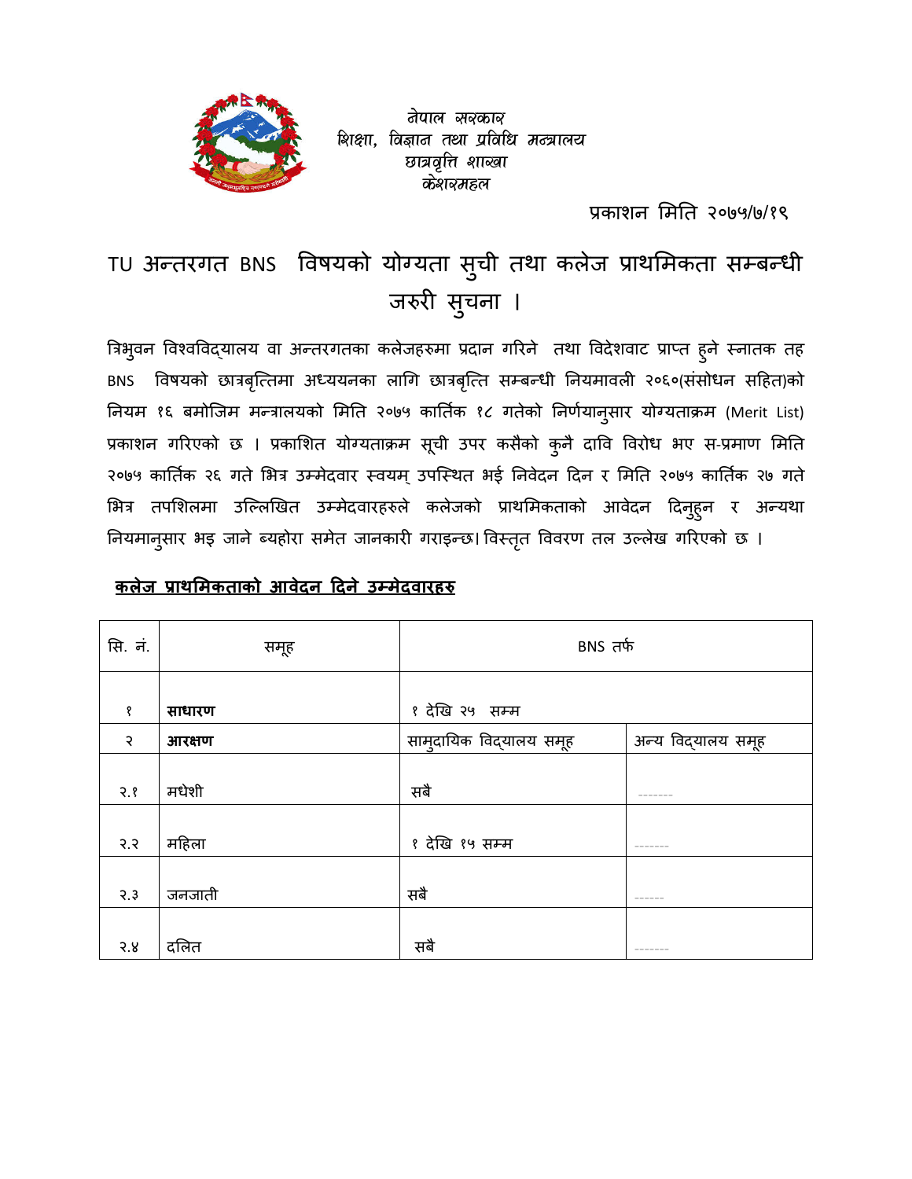नेपाल सरकार
शिक्षा, विज्ञान तथा प्रविधि मन्त्रालय
छात्रवृत्ति शाखा
केशरमहल

प्रकाशन मिति २०७५/७/१९

# TU अन्तरगत BNS विषयको योग्यता सुची तथा कलेज प्राथमिकता सम्बन्धी जरुरी सुचना ।

त्रिभुवन विश्वविद्यालय वा अन्तरगतका कलेजहरुमा प्रदान गरिने तथा विदेशवाट प्राप्त हुने स्नातक तह BNS विषयको छात्रबृत्तिमा अध्ययनका लागि छात्रबृत्ति सम्बन्धी नियमावली २०६०(संसोधन सहित)को नियम १६ बमोजिम मन्त्रालयको मिति २०७५ कार्तिक १८ गतेको निर्णयानुसार योग्यताक्रम (Merit List) प्रकाशन गरिएको छ । प्रकाशित योग्यताक्रम सूची उपर कसैको कुनै दावि विरोध भए स-प्रमाण मिति २०७५ कार्तिक २६ गते भित्र उम्मेदवार स्वयम् उपस्थित भई निवेदन दिन र मिति २०७५ कार्तिक २७ गते भित्र तपशिलमा उल्लिखित उम्मेदवारहरुले कलेजको प्राथमिकताको आवेदन दिनुहुन र अन्यथा नियमानुसार भइ जाने ब्यहोरा समेत जानकारी गराइन्छ। विस्तृत विवरण तल उल्लेख गरिएको छ ।

**कलेज प्राथमिकताको आवेदन दिने उम्मेदवारहरु**

| सि. नं. | समूह | BNS तर्फ | |
|---|---|---|---|
| १ | **साधारण** | १ देखि २५ सम्म | |
| २ | **आरक्षण** | सामुदायिक विद्यालय समूह | अन्य विद्यालय समूह |
| २.१ | मधेशी | सबै | ------- |
| २.२ | महिला | १ देखि १५ सम्म | ------- |
| २.३ | जनजाती | सबै | ------ |
| २.४ | दलित | सबै | ------- |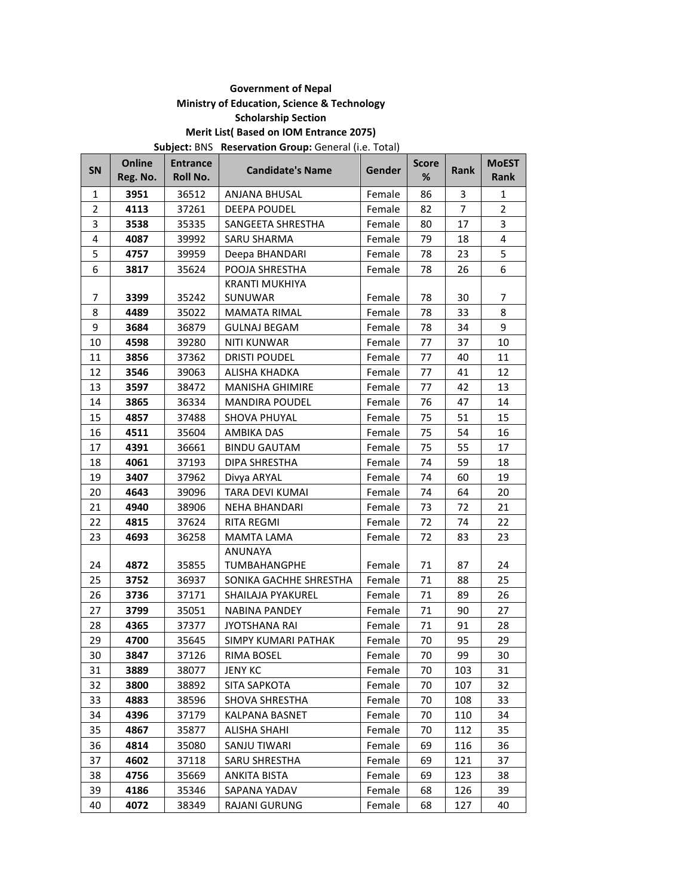**Government of Nepal**
**Ministry of Education, Science & Technology**
**Scholarship Section**
**Merit List( Based on IOM Entrance 2075)**
**Subject:** BNS **Reservation Group:** General (i.e. Total)

| SN | Online Reg. No. | Entrance Roll No. | Candidate's Name | Gender | Score % | Rank | MoEST Rank |
|---|---|---|---|---|---|---|---|
| 1 | **3951** | 36512 | ANJANA BHUSAL | Female | 86 | 3 | 1 |
| 2 | **4113** | 37261 | DEEPA POUDEL | Female | 82 | 7 | 2 |
| 3 | **3538** | 35335 | SANGEETA SHRESTHA | Female | 80 | 17 | 3 |
| 4 | **4087** | 39992 | SARU SHARMA | Female | 79 | 18 | 4 |
| 5 | **4757** | 39959 | Deepa BHANDARI | Female | 78 | 23 | 5 |
| 6 | **3817** | 35624 | POOJA SHRESTHA | Female | 78 | 26 | 6 |
| 7 | **3399** | 35242 | KRANTI MUKHIYA SUNUWAR | Female | 78 | 30 | 7 |
| 8 | **4489** | 35022 | MAMATA RIMAL | Female | 78 | 33 | 8 |
| 9 | **3684** | 36879 | GULNAJ BEGAM | Female | 78 | 34 | 9 |
| 10 | **4598** | 39280 | NITI KUNWAR | Female | 77 | 37 | 10 |
| 11 | **3856** | 37362 | DRISTI POUDEL | Female | 77 | 40 | 11 |
| 12 | **3546** | 39063 | ALISHA KHADKA | Female | 77 | 41 | 12 |
| 13 | **3597** | 38472 | MANISHA GHIMIRE | Female | 77 | 42 | 13 |
| 14 | **3865** | 36334 | MANDIRA POUDEL | Female | 76 | 47 | 14 |
| 15 | **4857** | 37488 | SHOVA PHUYAL | Female | 75 | 51 | 15 |
| 16 | **4511** | 35604 | AMBIKA DAS | Female | 75 | 54 | 16 |
| 17 | **4391** | 36661 | BINDU GAUTAM | Female | 75 | 55 | 17 |
| 18 | **4061** | 37193 | DIPA SHRESTHA | Female | 74 | 59 | 18 |
| 19 | **3407** | 37962 | Divya ARYAL | Female | 74 | 60 | 19 |
| 20 | **4643** | 39096 | TARA DEVI KUMAI | Female | 74 | 64 | 20 |
| 21 | **4940** | 38906 | NEHA BHANDARI | Female | 73 | 72 | 21 |
| 22 | **4815** | 37624 | RITA REGMI | Female | 72 | 74 | 22 |
| 23 | **4693** | 36258 | MAMTA LAMA | Female | 72 | 83 | 23 |
| 24 | **4872** | 35855 | ANUNAYA TUMBAHANGPHE | Female | 71 | 87 | 24 |
| 25 | **3752** | 36937 | SONIKA GACHHE SHRESTHA | Female | 71 | 88 | 25 |
| 26 | **3736** | 37171 | SHAILAJA PYAKUREL | Female | 71 | 89 | 26 |
| 27 | **3799** | 35051 | NABINA PANDEY | Female | 71 | 90 | 27 |
| 28 | **4365** | 37377 | JYOTSHANA RAI | Female | 71 | 91 | 28 |
| 29 | **4700** | 35645 | SIMPY KUMARI PATHAK | Female | 70 | 95 | 29 |
| 30 | **3847** | 37126 | RIMA BOSEL | Female | 70 | 99 | 30 |
| 31 | **3889** | 38077 | JENY KC | Female | 70 | 103 | 31 |
| 32 | **3800** | 38892 | SITA SAPKOTA | Female | 70 | 107 | 32 |
| 33 | **4883** | 38596 | SHOVA SHRESTHA | Female | 70 | 108 | 33 |
| 34 | **4396** | 37179 | KALPANA BASNET | Female | 70 | 110 | 34 |
| 35 | **4867** | 35877 | ALISHA SHAHI | Female | 70 | 112 | 35 |
| 36 | **4814** | 35080 | SANJU TIWARI | Female | 69 | 116 | 36 |
| 37 | **4602** | 37118 | SARU SHRESTHA | Female | 69 | 121 | 37 |
| 38 | **4756** | 35669 | ANKITA BISTA | Female | 69 | 123 | 38 |
| 39 | **4186** | 35346 | SAPANA YADAV | Female | 68 | 126 | 39 |
| 40 | **4072** | 38349 | RAJANI GURUNG | Female | 68 | 127 | 40 |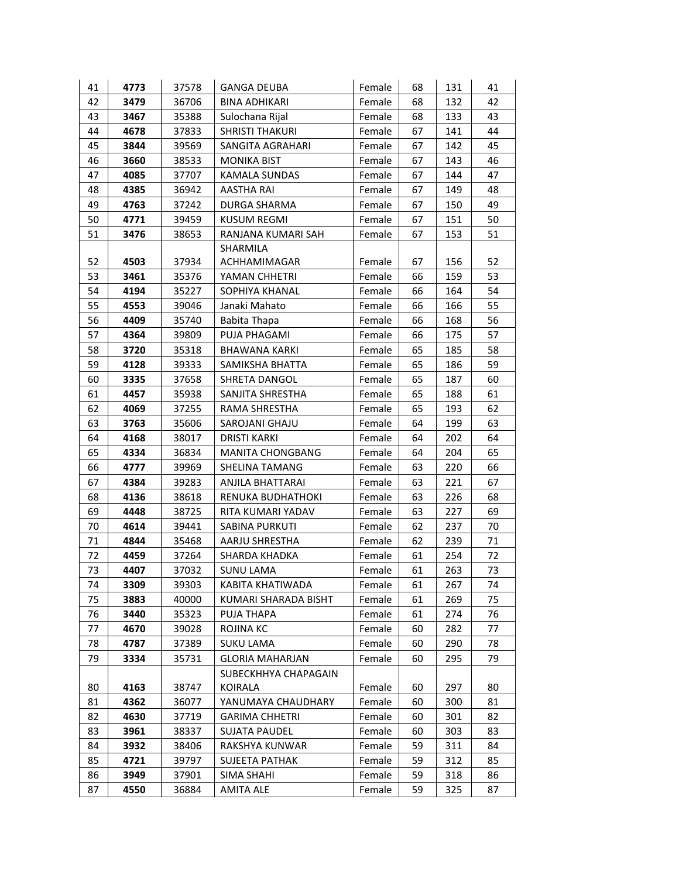| 41 | **4773** | 37578 | GANGA DEUBA | Female | 68 | 131 | 41 |
|---|---|---|---|---|---|---|---|
| 42 | **3479** | 36706 | BINA ADHIKARI | Female | 68 | 132 | 42 |
| 43 | **3467** | 35388 | Sulochana Rijal | Female | 68 | 133 | 43 |
| 44 | **4678** | 37833 | SHRISTI THAKURI | Female | 67 | 141 | 44 |
| 45 | **3844** | 39569 | SANGITA AGRAHARI | Female | 67 | 142 | 45 |
| 46 | **3660** | 38533 | MONIKA BIST | Female | 67 | 143 | 46 |
| 47 | **4085** | 37707 | KAMALA SUNDAS | Female | 67 | 144 | 47 |
| 48 | **4385** | 36942 | AASTHA RAI | Female | 67 | 149 | 48 |
| 49 | **4763** | 37242 | DURGA SHARMA | Female | 67 | 150 | 49 |
| 50 | **4771** | 39459 | KUSUM REGMI | Female | 67 | 151 | 50 |
| 51 | **3476** | 38653 | RANJANA KUMARI SAH | Female | 67 | 153 | 51 |
| 52 | **4503** | 37934 | SHARMILA ACHHAMIMAGAR | Female | 67 | 156 | 52 |
| 53 | **3461** | 35376 | YAMAN CHHETRI | Female | 66 | 159 | 53 |
| 54 | **4194** | 35227 | SOPHIYA KHANAL | Female | 66 | 164 | 54 |
| 55 | **4553** | 39046 | Janaki Mahato | Female | 66 | 166 | 55 |
| 56 | **4409** | 35740 | Babita Thapa | Female | 66 | 168 | 56 |
| 57 | **4364** | 39809 | PUJA PHAGAMI | Female | 66 | 175 | 57 |
| 58 | **3720** | 35318 | BHAWANA KARKI | Female | 65 | 185 | 58 |
| 59 | **4128** | 39333 | SAMIKSHA BHATTA | Female | 65 | 186 | 59 |
| 60 | **3335** | 37658 | SHRETA DANGOL | Female | 65 | 187 | 60 |
| 61 | **4457** | 35938 | SANJITA SHRESTHA | Female | 65 | 188 | 61 |
| 62 | **4069** | 37255 | RAMA SHRESTHA | Female | 65 | 193 | 62 |
| 63 | **3763** | 35606 | SAROJANI GHAJU | Female | 64 | 199 | 63 |
| 64 | **4168** | 38017 | DRISTI KARKI | Female | 64 | 202 | 64 |
| 65 | **4334** | 36834 | MANITA CHONGBANG | Female | 64 | 204 | 65 |
| 66 | **4777** | 39969 | SHELINA TAMANG | Female | 63 | 220 | 66 |
| 67 | **4384** | 39283 | ANJILA BHATTARAI | Female | 63 | 221 | 67 |
| 68 | **4136** | 38618 | RENUKA BUDHATHOKI | Female | 63 | 226 | 68 |
| 69 | **4448** | 38725 | RITA KUMARI YADAV | Female | 63 | 227 | 69 |
| 70 | **4614** | 39441 | SABINA PURKUTI | Female | 62 | 237 | 70 |
| 71 | **4844** | 35468 | AARJU SHRESTHA | Female | 62 | 239 | 71 |
| 72 | **4459** | 37264 | SHARDA KHADKA | Female | 61 | 254 | 72 |
| 73 | **4407** | 37032 | SUNU LAMA | Female | 61 | 263 | 73 |
| 74 | **3309** | 39303 | KABITA KHATIWADA | Female | 61 | 267 | 74 |
| 75 | **3883** | 40000 | KUMARI SHARADA BISHT | Female | 61 | 269 | 75 |
| 76 | **3440** | 35323 | PUJA THAPA | Female | 61 | 274 | 76 |
| 77 | **4670** | 39028 | ROJINA KC | Female | 60 | 282 | 77 |
| 78 | **4787** | 37389 | SUKU LAMA | Female | 60 | 290 | 78 |
| 79 | **3334** | 35731 | GLORIA MAHARJAN | Female | 60 | 295 | 79 |
| 80 | **4163** | 38747 | SUBECKHHYA CHAPAGAIN KOIRALA | Female | 60 | 297 | 80 |
| 81 | **4362** | 36077 | YANUMAYA CHAUDHARY | Female | 60 | 300 | 81 |
| 82 | **4630** | 37719 | GARIMA CHHETRI | Female | 60 | 301 | 82 |
| 83 | **3961** | 38337 | SUJATA PAUDEL | Female | 60 | 303 | 83 |
| 84 | **3932** | 38406 | RAKSHYA KUNWAR | Female | 59 | 311 | 84 |
| 85 | **4721** | 39797 | SUJEETA PATHAK | Female | 59 | 312 | 85 |
| 86 | **3949** | 37901 | SIMA SHAHI | Female | 59 | 318 | 86 |
| 87 | **4550** | 36884 | AMITA ALE | Female | 59 | 325 | 87 |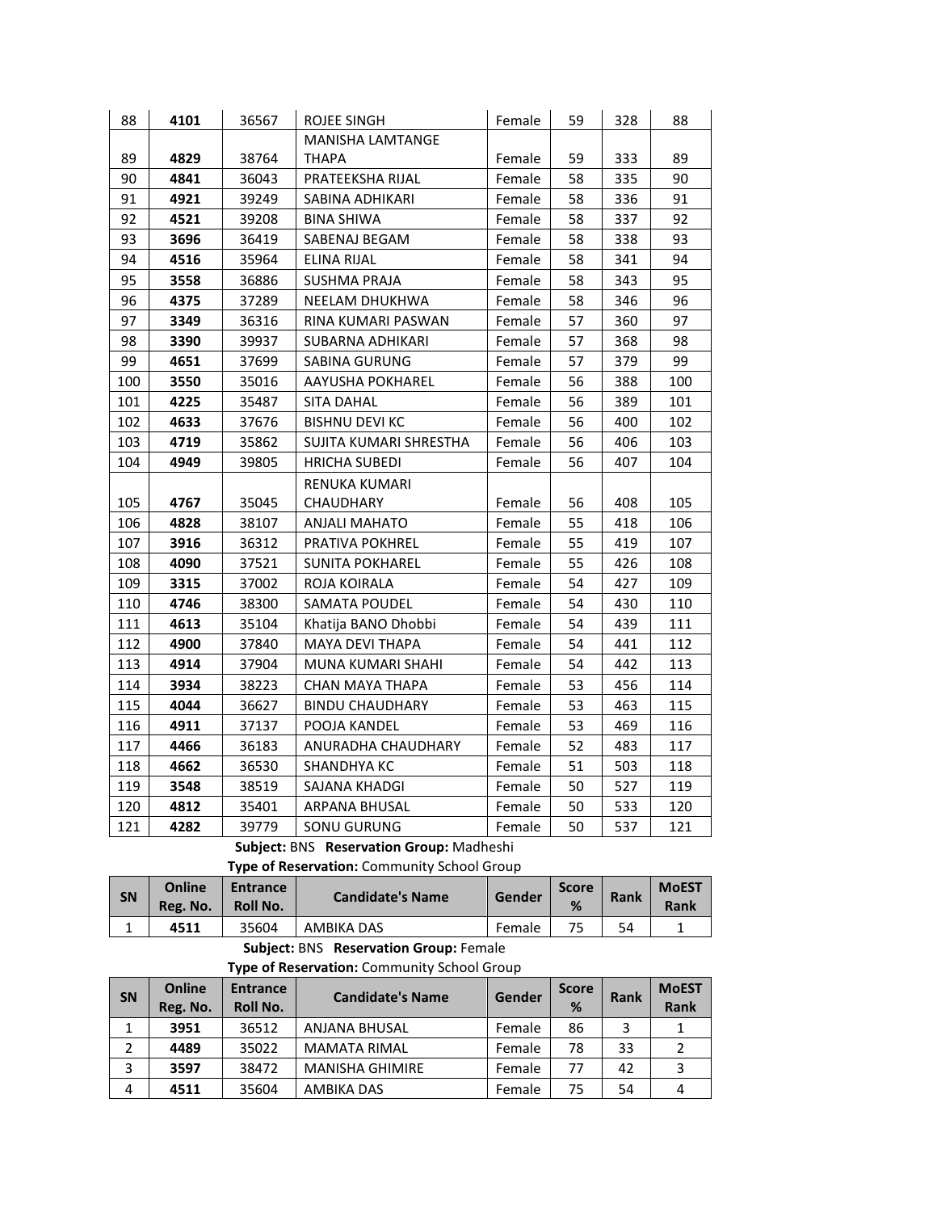| SN | Online Reg. No. | Entrance Roll No. | Candidate's Name | Gender | Score % | Rank | MoEST Rank |
|---|---|---|---|---|---|---|---|
| 88 | **4101** | 36567 | ROJEE SINGH | Female | 59 | 328 | 88 |
| 89 | **4829** | 38764 | MANISHA LAMTANGE THAPA | Female | 59 | 333 | 89 |
| 90 | **4841** | 36043 | PRATEEKSHA RIJAL | Female | 58 | 335 | 90 |
| 91 | **4921** | 39249 | SABINA ADHIKARI | Female | 58 | 336 | 91 |
| 92 | **4521** | 39208 | BINA SHIWA | Female | 58 | 337 | 92 |
| 93 | **3696** | 36419 | SABENAJ BEGAM | Female | 58 | 338 | 93 |
| 94 | **4516** | 35964 | ELINA RIJAL | Female | 58 | 341 | 94 |
| 95 | **3558** | 36886 | SUSHMA PRAJA | Female | 58 | 343 | 95 |
| 96 | **4375** | 37289 | NEELAM DHUKHWA | Female | 58 | 346 | 96 |
| 97 | **3349** | 36316 | RINA KUMARI PASWAN | Female | 57 | 360 | 97 |
| 98 | **3390** | 39937 | SUBARNA ADHIKARI | Female | 57 | 368 | 98 |
| 99 | **4651** | 37699 | SABINA GURUNG | Female | 57 | 379 | 99 |
| 100 | **3550** | 35016 | AAYUSHA POKHAREL | Female | 56 | 388 | 100 |
| 101 | **4225** | 35487 | SITA DAHAL | Female | 56 | 389 | 101 |
| 102 | **4633** | 37676 | BISHNU DEVI KC | Female | 56 | 400 | 102 |
| 103 | **4719** | 35862 | SUJITA KUMARI SHRESTHA | Female | 56 | 406 | 103 |
| 104 | **4949** | 39805 | HRICHA SUBEDI | Female | 56 | 407 | 104 |
| 105 | **4767** | 35045 | RENUKA KUMARI CHAUDHARY | Female | 56 | 408 | 105 |
| 106 | **4828** | 38107 | ANJALI MAHATO | Female | 55 | 418 | 106 |
| 107 | **3916** | 36312 | PRATIVA POKHREL | Female | 55 | 419 | 107 |
| 108 | **4090** | 37521 | SUNITA POKHAREL | Female | 55 | 426 | 108 |
| 109 | **3315** | 37002 | ROJA KOIRALA | Female | 54 | 427 | 109 |
| 110 | **4746** | 38300 | SAMATA POUDEL | Female | 54 | 430 | 110 |
| 111 | **4613** | 35104 | Khatija BANO Dhobbi | Female | 54 | 439 | 111 |
| 112 | **4900** | 37840 | MAYA DEVI THAPA | Female | 54 | 441 | 112 |
| 113 | **4914** | 37904 | MUNA KUMARI SHAHI | Female | 54 | 442 | 113 |
| 114 | **3934** | 38223 | CHAN MAYA THAPA | Female | 53 | 456 | 114 |
| 115 | **4044** | 36627 | BINDU CHAUDHARY | Female | 53 | 463 | 115 |
| 116 | **4911** | 37137 | POOJA KANDEL | Female | 53 | 469 | 116 |
| 117 | **4466** | 36183 | ANURADHA CHAUDHARY | Female | 52 | 483 | 117 |
| 118 | **4662** | 36530 | SHANDHYA KC | Female | 51 | 503 | 118 |
| 119 | **3548** | 38519 | SAJANA KHADGI | Female | 50 | 527 | 119 |
| 120 | **4812** | 35401 | ARPANA BHUSAL | Female | 50 | 533 | 120 |
| 121 | **4282** | 39779 | SONU GURUNG | Female | 50 | 537 | 121 |

**Subject:** BNS **Reservation Group:** Madheshi

**Type of Reservation:** Community School Group

| SN | Online Reg. No. | Entrance Roll No. | Candidate's Name | Gender | Score % | Rank | MoEST Rank |
|---|---|---|---|---|---|---|---|
| 1 | **4511** | 35604 | AMBIKA DAS | Female | 75 | 54 | 1 |

**Subject:** BNS **Reservation Group:** Female

**Type of Reservation:** Community School Group

| SN | Online Reg. No. | Entrance Roll No. | Candidate's Name | Gender | Score % | Rank | MoEST Rank |
|---|---|---|---|---|---|---|---|
| 1 | **3951** | 36512 | ANJANA BHUSAL | Female | 86 | 3 | 1 |
| 2 | **4489** | 35022 | MAMATA RIMAL | Female | 78 | 33 | 2 |
| 3 | **3597** | 38472 | MANISHA GHIMIRE | Female | 77 | 42 | 3 |
| 4 | **4511** | 35604 | AMBIKA DAS | Female | 75 | 54 | 4 |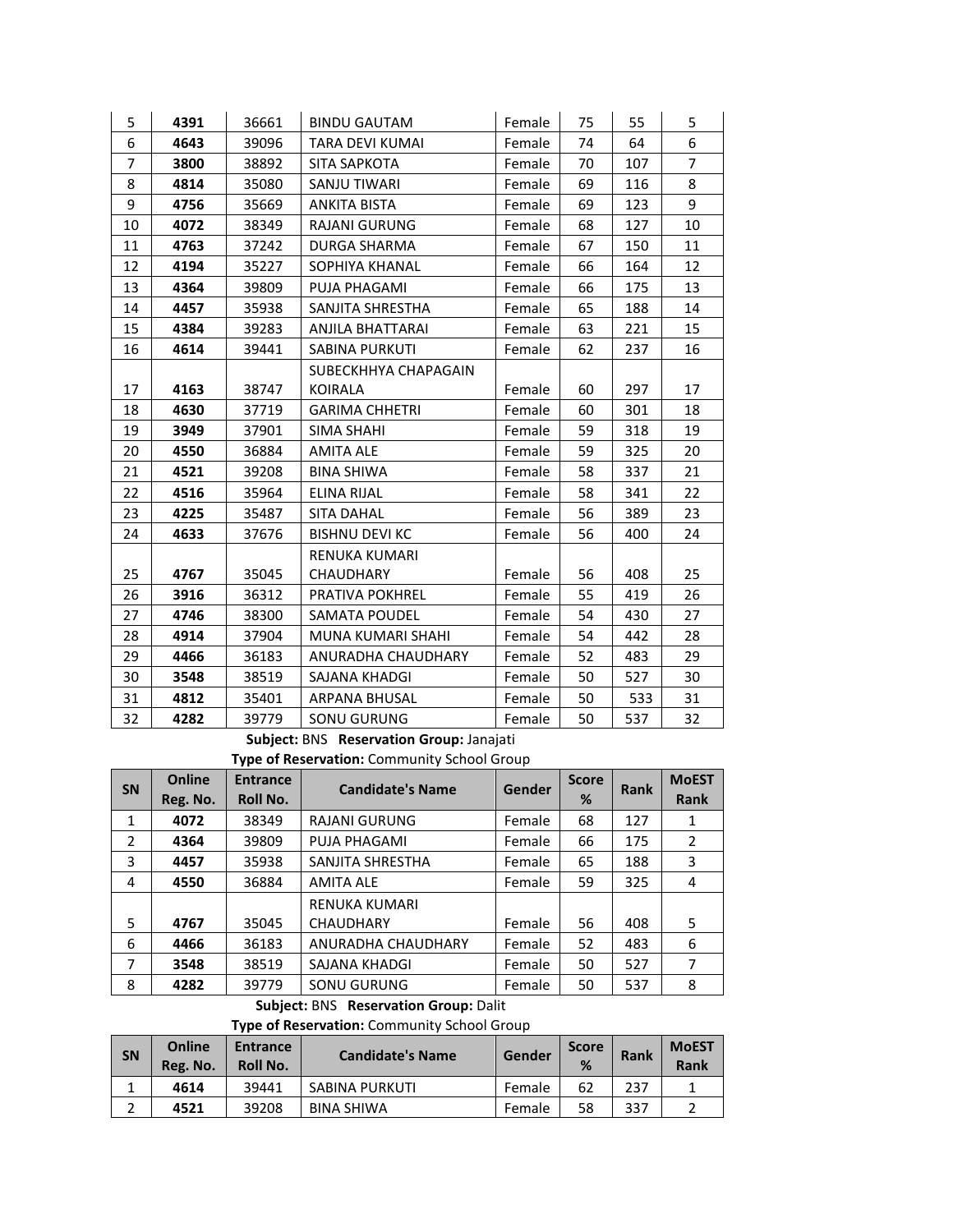| SN | Online Reg. No. | Entrance Roll No. | Candidate's Name | Gender | Score % | Rank | MoEST Rank |
|---|---|---|---|---|---|---|---|
| 5 | **4391** | 36661 | BINDU GAUTAM | Female | 75 | 55 | 5 |
| 6 | **4643** | 39096 | TARA DEVI KUMAI | Female | 74 | 64 | 6 |
| 7 | **3800** | 38892 | SITA SAPKOTA | Female | 70 | 107 | 7 |
| 8 | **4814** | 35080 | SANJU TIWARI | Female | 69 | 116 | 8 |
| 9 | **4756** | 35669 | ANKITA BISTA | Female | 69 | 123 | 9 |
| 10 | **4072** | 38349 | RAJANI GURUNG | Female | 68 | 127 | 10 |
| 11 | **4763** | 37242 | DURGA SHARMA | Female | 67 | 150 | 11 |
| 12 | **4194** | 35227 | SOPHIYA KHANAL | Female | 66 | 164 | 12 |
| 13 | **4364** | 39809 | PUJA PHAGAMI | Female | 66 | 175 | 13 |
| 14 | **4457** | 35938 | SANJITA SHRESTHA | Female | 65 | 188 | 14 |
| 15 | **4384** | 39283 | ANJILA BHATTARAI | Female | 63 | 221 | 15 |
| 16 | **4614** | 39441 | SABINA PURKUTI | Female | 62 | 237 | 16 |
| 17 | **4163** | 38747 | SUBECKHHYA CHAPAGAIN KOIRALA | Female | 60 | 297 | 17 |
| 18 | **4630** | 37719 | GARIMA CHHETRI | Female | 60 | 301 | 18 |
| 19 | **3949** | 37901 | SIMA SHAHI | Female | 59 | 318 | 19 |
| 20 | **4550** | 36884 | AMITA ALE | Female | 59 | 325 | 20 |
| 21 | **4521** | 39208 | BINA SHIWA | Female | 58 | 337 | 21 |
| 22 | **4516** | 35964 | ELINA RIJAL | Female | 58 | 341 | 22 |
| 23 | **4225** | 35487 | SITA DAHAL | Female | 56 | 389 | 23 |
| 24 | **4633** | 37676 | BISHNU DEVI KC | Female | 56 | 400 | 24 |
| 25 | **4767** | 35045 | RENUKA KUMARI CHAUDHARY | Female | 56 | 408 | 25 |
| 26 | **3916** | 36312 | PRATIVA POKHREL | Female | 55 | 419 | 26 |
| 27 | **4746** | 38300 | SAMATA POUDEL | Female | 54 | 430 | 27 |
| 28 | **4914** | 37904 | MUNA KUMARI SHAHI | Female | 54 | 442 | 28 |
| 29 | **4466** | 36183 | ANURADHA CHAUDHARY | Female | 52 | 483 | 29 |
| 30 | **3548** | 38519 | SAJANA KHADGI | Female | 50 | 527 | 30 |
| 31 | **4812** | 35401 | ARPANA BHUSAL | Female | 50 | 533 | 31 |
| 32 | **4282** | 39779 | SONU GURUNG | Female | 50 | 537 | 32 |

**Subject:** BNS **Reservation Group:** Janajati

**Type of Reservation:** Community School Group

| SN | Online Reg. No. | Entrance Roll No. | Candidate's Name | Gender | Score % | Rank | MoEST Rank |
|---|---|---|---|---|---|---|---|
| 1 | **4072** | 38349 | RAJANI GURUNG | Female | 68 | 127 | 1 |
| 2 | **4364** | 39809 | PUJA PHAGAMI | Female | 66 | 175 | 2 |
| 3 | **4457** | 35938 | SANJITA SHRESTHA | Female | 65 | 188 | 3 |
| 4 | **4550** | 36884 | AMITA ALE | Female | 59 | 325 | 4 |
| 5 | **4767** | 35045 | RENUKA KUMARI CHAUDHARY | Female | 56 | 408 | 5 |
| 6 | **4466** | 36183 | ANURADHA CHAUDHARY | Female | 52 | 483 | 6 |
| 7 | **3548** | 38519 | SAJANA KHADGI | Female | 50 | 527 | 7 |
| 8 | **4282** | 39779 | SONU GURUNG | Female | 50 | 537 | 8 |

**Subject:** BNS **Reservation Group:** Dalit

**Type of Reservation:** Community School Group

| SN | Online Reg. No. | Entrance Roll No. | Candidate's Name | Gender | Score % | Rank | MoEST Rank |
|---|---|---|---|---|---|---|---|
| 1 | **4614** | 39441 | SABINA PURKUTI | Female | 62 | 237 | 1 |
| 2 | **4521** | 39208 | BINA SHIWA | Female | 58 | 337 | 2 |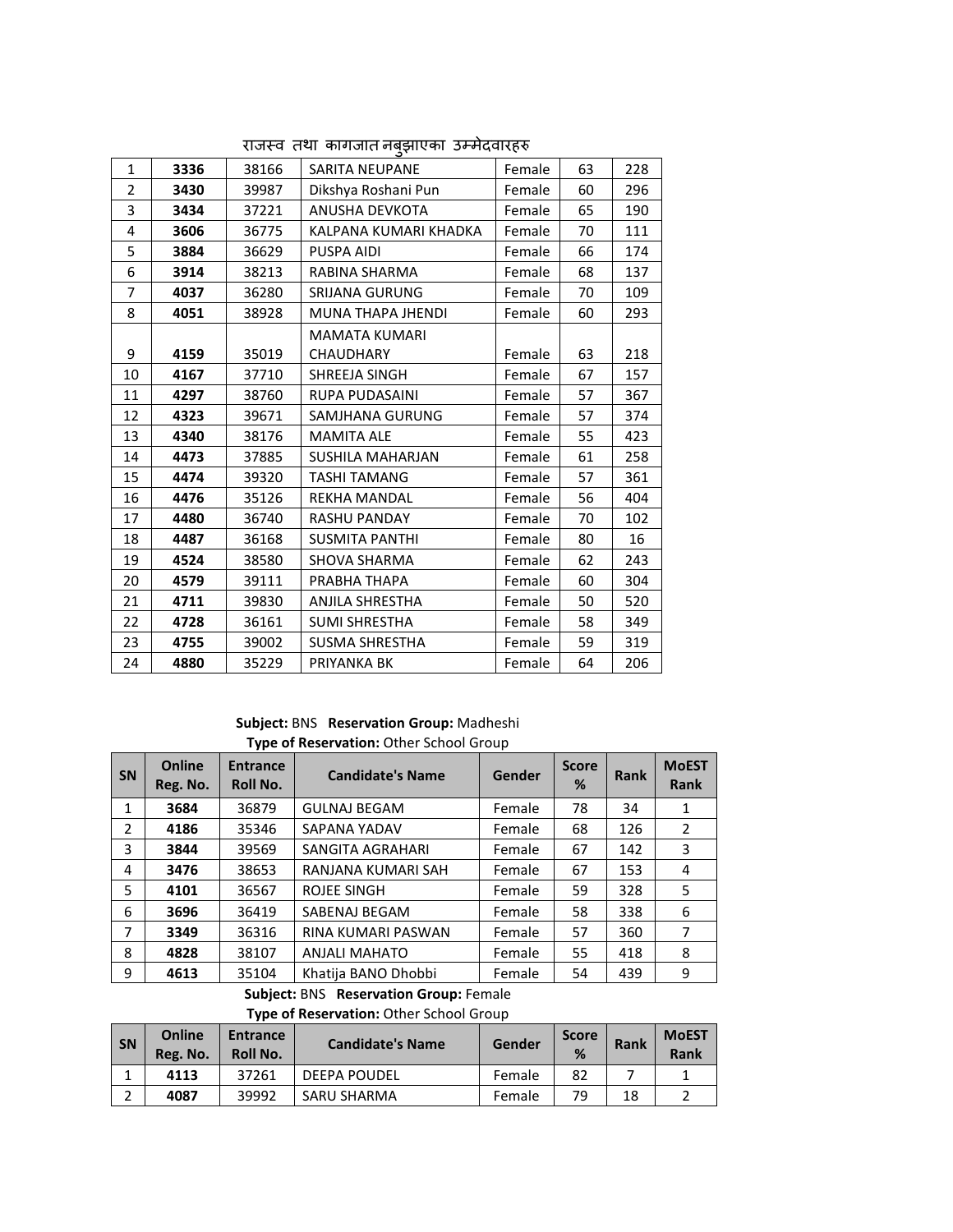राजस्व तथा कागजात नबुझाएका उम्मेदवारहरु

| | | | | | | |
|---|---|---|---|---|---|---|
| 1 | **3336** | 38166 | SARITA NEUPANE | Female | 63 | 228 |
| 2 | **3430** | 39987 | Dikshya Roshani Pun | Female | 60 | 296 |
| 3 | **3434** | 37221 | ANUSHA DEVKOTA | Female | 65 | 190 |
| 4 | **3606** | 36775 | KALPANA KUMARI KHADKA | Female | 70 | 111 |
| 5 | **3884** | 36629 | PUSPA AIDI | Female | 66 | 174 |
| 6 | **3914** | 38213 | RABINA SHARMA | Female | 68 | 137 |
| 7 | **4037** | 36280 | SRIJANA GURUNG | Female | 70 | 109 |
| 8 | **4051** | 38928 | MUNA THAPA JHENDI | Female | 60 | 293 |
| 9 | **4159** | 35019 | MAMATA KUMARI CHAUDHARY | Female | 63 | 218 |
| 10 | **4167** | 37710 | SHREEJA SINGH | Female | 67 | 157 |
| 11 | **4297** | 38760 | RUPA PUDASAINI | Female | 57 | 367 |
| 12 | **4323** | 39671 | SAMJHANA GURUNG | Female | 57 | 374 |
| 13 | **4340** | 38176 | MAMITA ALE | Female | 55 | 423 |
| 14 | **4473** | 37885 | SUSHILA MAHARJAN | Female | 61 | 258 |
| 15 | **4474** | 39320 | TASHI TAMANG | Female | 57 | 361 |
| 16 | **4476** | 35126 | REKHA MANDAL | Female | 56 | 404 |
| 17 | **4480** | 36740 | RASHU PANDAY | Female | 70 | 102 |
| 18 | **4487** | 36168 | SUSMITA PANTHI | Female | 80 | 16 |
| 19 | **4524** | 38580 | SHOVA SHARMA | Female | 62 | 243 |
| 20 | **4579** | 39111 | PRABHA THAPA | Female | 60 | 304 |
| 21 | **4711** | 39830 | ANJILA SHRESTHA | Female | 50 | 520 |
| 22 | **4728** | 36161 | SUMI SHRESTHA | Female | 58 | 349 |
| 23 | **4755** | 39002 | SUSMA SHRESTHA | Female | 59 | 319 |
| 24 | **4880** | 35229 | PRIYANKA BK | Female | 64 | 206 |

**Subject:** BNS **Reservation Group:** Madheshi
**Type of Reservation:** Other School Group

| SN | Online Reg. No. | Entrance Roll No. | Candidate's Name | Gender | Score % | Rank | MoEST Rank |
|---|---|---|---|---|---|---|---|
| 1 | **3684** | 36879 | GULNAJ BEGAM | Female | 78 | 34 | 1 |
| 2 | **4186** | 35346 | SAPANA YADAV | Female | 68 | 126 | 2 |
| 3 | **3844** | 39569 | SANGITA AGRAHARI | Female | 67 | 142 | 3 |
| 4 | **3476** | 38653 | RANJANA KUMARI SAH | Female | 67 | 153 | 4 |
| 5 | **4101** | 36567 | ROJEE SINGH | Female | 59 | 328 | 5 |
| 6 | **3696** | 36419 | SABENAJ BEGAM | Female | 58 | 338 | 6 |
| 7 | **3349** | 36316 | RINA KUMARI PASWAN | Female | 57 | 360 | 7 |
| 8 | **4828** | 38107 | ANJALI MAHATO | Female | 55 | 418 | 8 |
| 9 | **4613** | 35104 | Khatija BANO Dhobbi | Female | 54 | 439 | 9 |

**Subject:** BNS **Reservation Group:** Female
**Type of Reservation:** Other School Group

| SN | Online Reg. No. | Entrance Roll No. | Candidate's Name | Gender | Score % | Rank | MoEST Rank |
|---|---|---|---|---|---|---|---|
| 1 | **4113** | 37261 | DEEPA POUDEL | Female | 82 | 7 | 1 |
| 2 | **4087** | 39992 | SARU SHARMA | Female | 79 | 18 | 2 |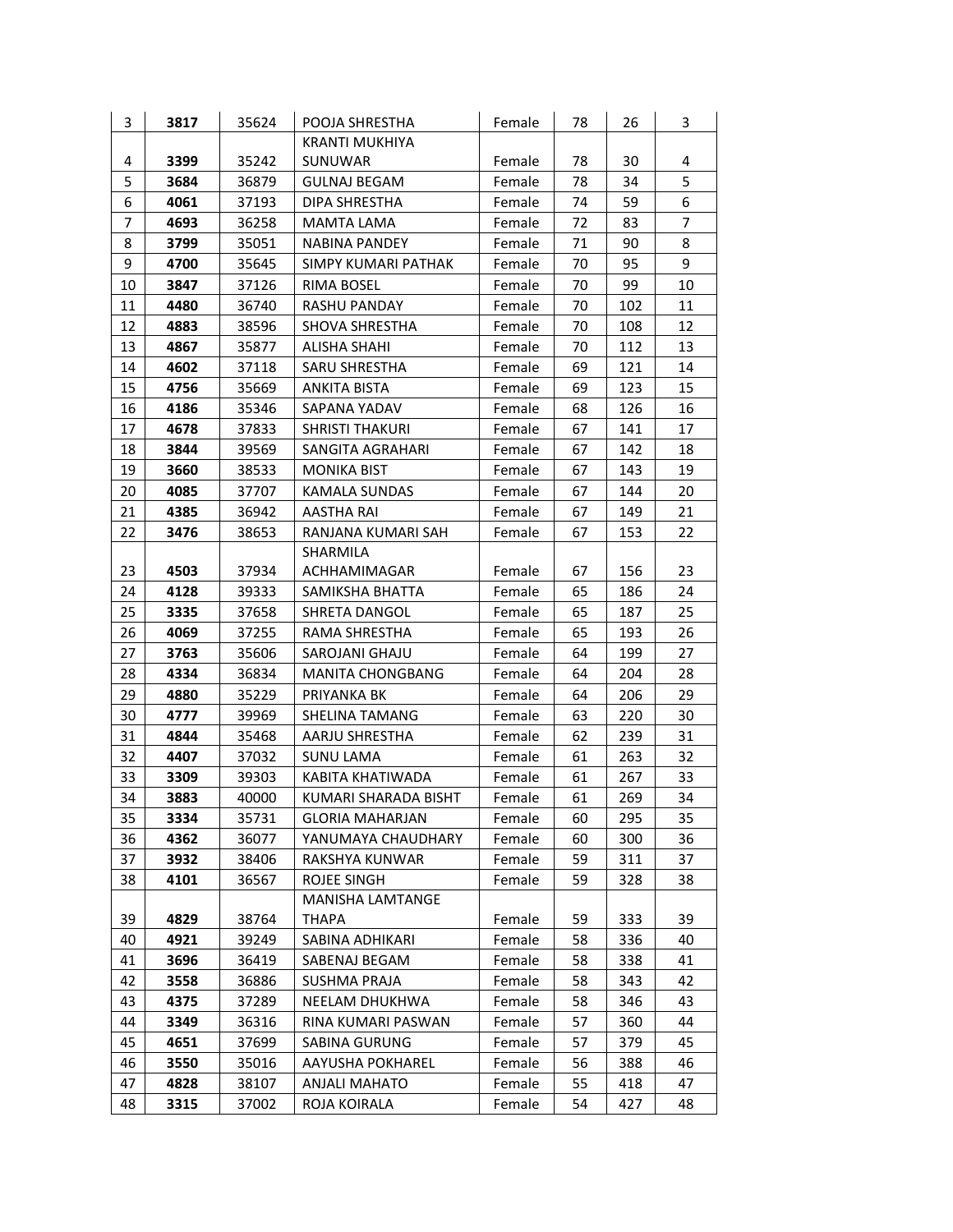| | | | | | | | |
|---|---|---|---|---|---|---|---|
| 3 | **3817** | 35624 | POOJA SHRESTHA | Female | 78 | 26 | 3 |
| 4 | **3399** | 35242 | KRANTI MUKHIYA SUNUWAR | Female | 78 | 30 | 4 |
| 5 | **3684** | 36879 | GULNAJ BEGAM | Female | 78 | 34 | 5 |
| 6 | **4061** | 37193 | DIPA SHRESTHA | Female | 74 | 59 | 6 |
| 7 | **4693** | 36258 | MAMTA LAMA | Female | 72 | 83 | 7 |
| 8 | **3799** | 35051 | NABINA PANDEY | Female | 71 | 90 | 8 |
| 9 | **4700** | 35645 | SIMPY KUMARI PATHAK | Female | 70 | 95 | 9 |
| 10 | **3847** | 37126 | RIMA BOSEL | Female | 70 | 99 | 10 |
| 11 | **4480** | 36740 | RASHU PANDAY | Female | 70 | 102 | 11 |
| 12 | **4883** | 38596 | SHOVA SHRESTHA | Female | 70 | 108 | 12 |
| 13 | **4867** | 35877 | ALISHA SHAHI | Female | 70 | 112 | 13 |
| 14 | **4602** | 37118 | SARU SHRESTHA | Female | 69 | 121 | 14 |
| 15 | **4756** | 35669 | ANKITA BISTA | Female | 69 | 123 | 15 |
| 16 | **4186** | 35346 | SAPANA YADAV | Female | 68 | 126 | 16 |
| 17 | **4678** | 37833 | SHRISTI THAKURI | Female | 67 | 141 | 17 |
| 18 | **3844** | 39569 | SANGITA AGRAHARI | Female | 67 | 142 | 18 |
| 19 | **3660** | 38533 | MONIKA BIST | Female | 67 | 143 | 19 |
| 20 | **4085** | 37707 | KAMALA SUNDAS | Female | 67 | 144 | 20 |
| 21 | **4385** | 36942 | AASTHA RAI | Female | 67 | 149 | 21 |
| 22 | **3476** | 38653 | RANJANA KUMARI SAH | Female | 67 | 153 | 22 |
| 23 | **4503** | 37934 | SHARMILA ACHHAMIMAGAR | Female | 67 | 156 | 23 |
| 24 | **4128** | 39333 | SAMIKSHA BHATTA | Female | 65 | 186 | 24 |
| 25 | **3335** | 37658 | SHRETA DANGOL | Female | 65 | 187 | 25 |
| 26 | **4069** | 37255 | RAMA SHRESTHA | Female | 65 | 193 | 26 |
| 27 | **3763** | 35606 | SAROJANI GHAJU | Female | 64 | 199 | 27 |
| 28 | **4334** | 36834 | MANITA CHONGBANG | Female | 64 | 204 | 28 |
| 29 | **4880** | 35229 | PRIYANKA BK | Female | 64 | 206 | 29 |
| 30 | **4777** | 39969 | SHELINA TAMANG | Female | 63 | 220 | 30 |
| 31 | **4844** | 35468 | AARJU SHRESTHA | Female | 62 | 239 | 31 |
| 32 | **4407** | 37032 | SUNU LAMA | Female | 61 | 263 | 32 |
| 33 | **3309** | 39303 | KABITA KHATIWADA | Female | 61 | 267 | 33 |
| 34 | **3883** | 40000 | KUMARI SHARADA BISHT | Female | 61 | 269 | 34 |
| 35 | **3334** | 35731 | GLORIA MAHARJAN | Female | 60 | 295 | 35 |
| 36 | **4362** | 36077 | YANUMAYA CHAUDHARY | Female | 60 | 300 | 36 |
| 37 | **3932** | 38406 | RAKSHYA KUNWAR | Female | 59 | 311 | 37 |
| 38 | **4101** | 36567 | ROJEE SINGH | Female | 59 | 328 | 38 |
| 39 | **4829** | 38764 | MANISHA LAMTANGE THAPA | Female | 59 | 333 | 39 |
| 40 | **4921** | 39249 | SABINA ADHIKARI | Female | 58 | 336 | 40 |
| 41 | **3696** | 36419 | SABENAJ BEGAM | Female | 58 | 338 | 41 |
| 42 | **3558** | 36886 | SUSHMA PRAJA | Female | 58 | 343 | 42 |
| 43 | **4375** | 37289 | NEELAM DHUKHWA | Female | 58 | 346 | 43 |
| 44 | **3349** | 36316 | RINA KUMARI PASWAN | Female | 57 | 360 | 44 |
| 45 | **4651** | 37699 | SABINA GURUNG | Female | 57 | 379 | 45 |
| 46 | **3550** | 35016 | AAYUSHA POKHAREL | Female | 56 | 388 | 46 |
| 47 | **4828** | 38107 | ANJALI MAHATO | Female | 55 | 418 | 47 |
| 48 | **3315** | 37002 | ROJA KOIRALA | Female | 54 | 427 | 48 |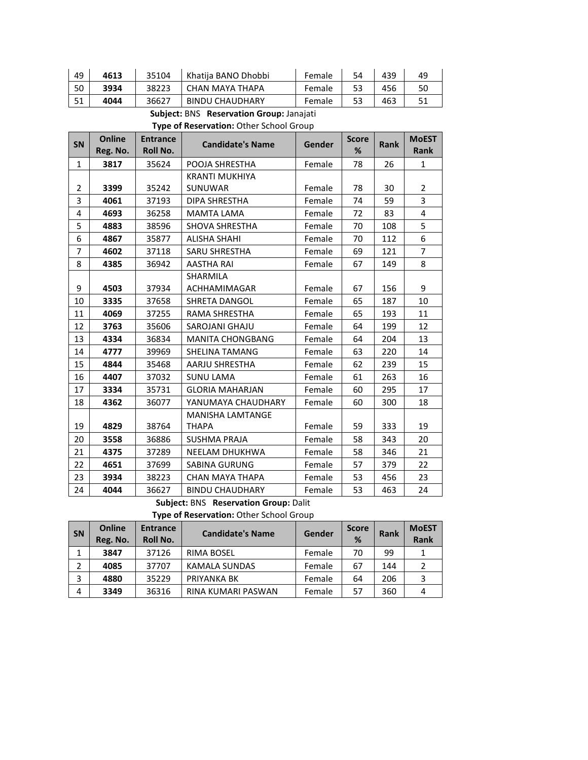| | | | | | | | |
|---|---|---|---|---|---|---|---|
| 49 | **4613** | 35104 | Khatija BANO Dhobbi | Female | 54 | 439 | 49 |
| 50 | **3934** | 38223 | CHAN MAYA THAPA | Female | 53 | 456 | 50 |
| 51 | **4044** | 36627 | BINDU CHAUDHARY | Female | 53 | 463 | 51 |

**Subject:** BNS **Reservation Group:** Janajati

**Type of Reservation:** Other School Group

| SN | Online Reg. No. | Entrance Roll No. | Candidate's Name | Gender | Score % | Rank | MoEST Rank |
|---|---|---|---|---|---|---|---|
| 1 | **3817** | 35624 | POOJA SHRESTHA | Female | 78 | 26 | 1 |
| 2 | **3399** | 35242 | KRANTI MUKHIYA SUNUWAR | Female | 78 | 30 | 2 |
| 3 | **4061** | 37193 | DIPA SHRESTHA | Female | 74 | 59 | 3 |
| 4 | **4693** | 36258 | MAMTA LAMA | Female | 72 | 83 | 4 |
| 5 | **4883** | 38596 | SHOVA SHRESTHA | Female | 70 | 108 | 5 |
| 6 | **4867** | 35877 | ALISHA SHAHI | Female | 70 | 112 | 6 |
| 7 | **4602** | 37118 | SARU SHRESTHA | Female | 69 | 121 | 7 |
| 8 | **4385** | 36942 | AASTHA RAI | Female | 67 | 149 | 8 |
| 9 | **4503** | 37934 | SHARMILA ACHHAMIMAGAR | Female | 67 | 156 | 9 |
| 10 | **3335** | 37658 | SHRETA DANGOL | Female | 65 | 187 | 10 |
| 11 | **4069** | 37255 | RAMA SHRESTHA | Female | 65 | 193 | 11 |
| 12 | **3763** | 35606 | SAROJANI GHAJU | Female | 64 | 199 | 12 |
| 13 | **4334** | 36834 | MANITA CHONGBANG | Female | 64 | 204 | 13 |
| 14 | **4777** | 39969 | SHELINA TAMANG | Female | 63 | 220 | 14 |
| 15 | **4844** | 35468 | AARJU SHRESTHA | Female | 62 | 239 | 15 |
| 16 | **4407** | 37032 | SUNU LAMA | Female | 61 | 263 | 16 |
| 17 | **3334** | 35731 | GLORIA MAHARJAN | Female | 60 | 295 | 17 |
| 18 | **4362** | 36077 | YANUMAYA CHAUDHARY | Female | 60 | 300 | 18 |
| 19 | **4829** | 38764 | MANISHA LAMTANGE THAPA | Female | 59 | 333 | 19 |
| 20 | **3558** | 36886 | SUSHMA PRAJA | Female | 58 | 343 | 20 |
| 21 | **4375** | 37289 | NEELAM DHUKHWA | Female | 58 | 346 | 21 |
| 22 | **4651** | 37699 | SABINA GURUNG | Female | 57 | 379 | 22 |
| 23 | **3934** | 38223 | CHAN MAYA THAPA | Female | 53 | 456 | 23 |
| 24 | **4044** | 36627 | BINDU CHAUDHARY | Female | 53 | 463 | 24 |

**Subject:** BNS **Reservation Group:** Dalit

**Type of Reservation:** Other School Group

| SN | Online Reg. No. | Entrance Roll No. | Candidate's Name | Gender | Score % | Rank | MoEST Rank |
|---|---|---|---|---|---|---|---|
| 1 | **3847** | 37126 | RIMA BOSEL | Female | 70 | 99 | 1 |
| 2 | **4085** | 37707 | KAMALA SUNDAS | Female | 67 | 144 | 2 |
| 3 | **4880** | 35229 | PRIYANKA BK | Female | 64 | 206 | 3 |
| 4 | **3349** | 36316 | RINA KUMARI PASWAN | Female | 57 | 360 | 4 |